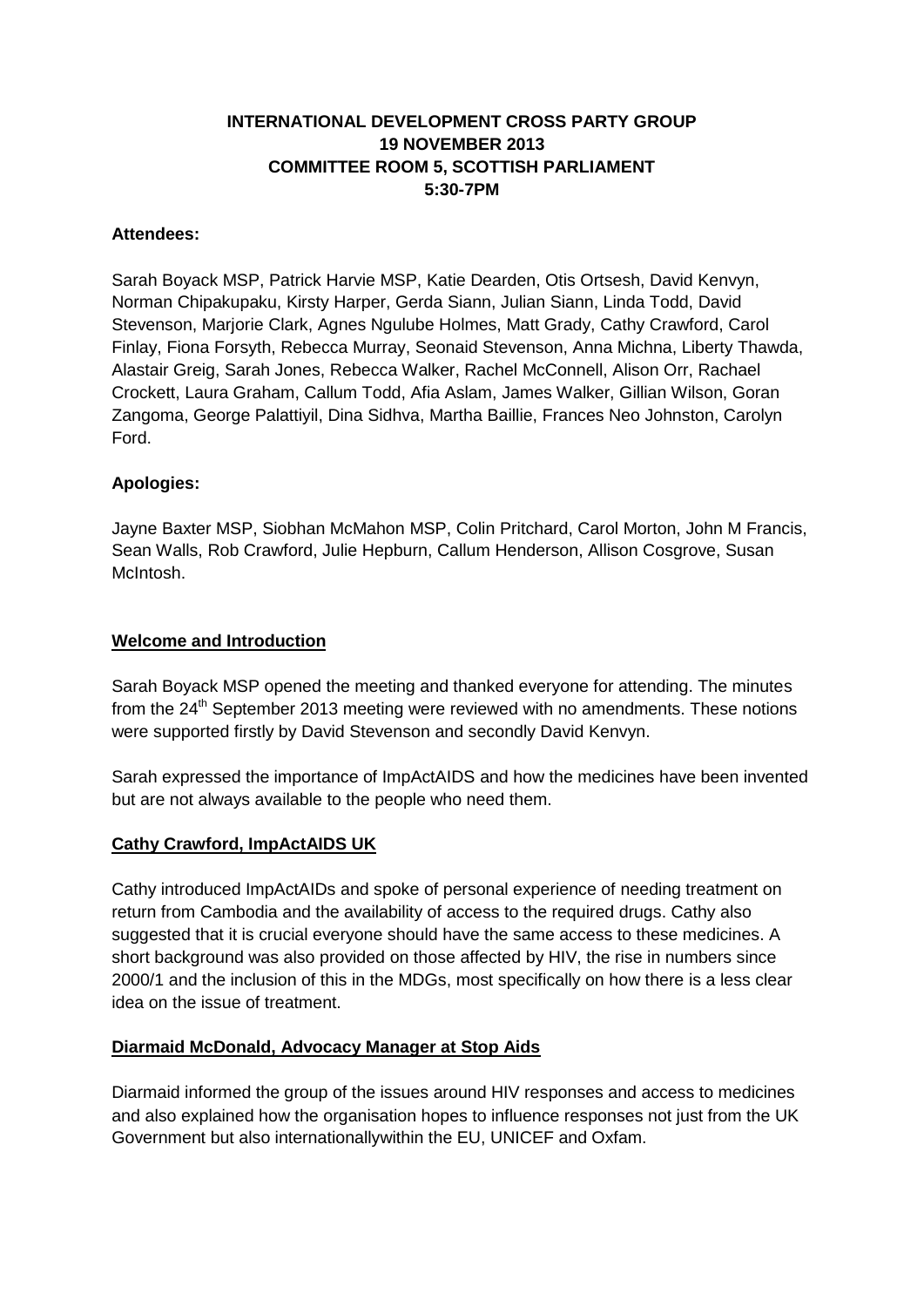**INTERNATIONAL DEVELOPMENT CROSS PARTY GROUP**
**19 NOVEMBER 2013**
**COMMITTEE ROOM 5, SCOTTISH PARLIAMENT**
**5:30-7PM**

**Attendees:**

Sarah Boyack MSP, Patrick Harvie MSP, Katie Dearden, Otis Ortsesh, David Kenvyn, Norman Chipakupaku, Kirsty Harper, Gerda Siann, Julian Siann, Linda Todd, David Stevenson, Marjorie Clark, Agnes Ngulube Holmes, Matt Grady, Cathy Crawford, Carol Finlay, Fiona Forsyth, Rebecca Murray, Seonaid Stevenson, Anna Michna, Liberty Thawda, Alastair Greig, Sarah Jones, Rebecca Walker, Rachel McConnell, Alison Orr, Rachael Crockett, Laura Graham, Callum Todd, Afia Aslam, James Walker, Gillian Wilson, Goran Zangoma, George Palattiyil, Dina Sidhva, Martha Baillie, Frances Neo Johnston, Carolyn Ford.

**Apologies:**

Jayne Baxter MSP, Siobhan McMahon MSP, Colin Pritchard, Carol Morton, John M Francis, Sean Walls, Rob Crawford, Julie Hepburn, Callum Henderson, Allison Cosgrove, Susan McIntosh.

**Welcome and Introduction**

Sarah Boyack MSP opened the meeting and thanked everyone for attending. The minutes from the 24th September 2013 meeting were reviewed with no amendments. These notions were supported firstly by David Stevenson and secondly David Kenvyn.

Sarah expressed the importance of ImpActAIDS and how the medicines have been invented but are not always available to the people who need them.

**Cathy Crawford, ImpActAIDS UK**

Cathy introduced ImpActAIDs and spoke of personal experience of needing treatment on return from Cambodia and the availability of access to the required drugs. Cathy also suggested that it is crucial everyone should have the same access to these medicines. A short background was also provided on those affected by HIV, the rise in numbers since 2000/1 and the inclusion of this in the MDGs, most specifically on how there is a less clear idea on the issue of treatment.

**Diarmaid McDonald, Advocacy Manager at Stop Aids**

Diarmaid informed the group of the issues around HIV responses and access to medicines and also explained how the organisation hopes to influence responses not just from the UK Government but also internationallywithin the EU, UNICEF and Oxfam.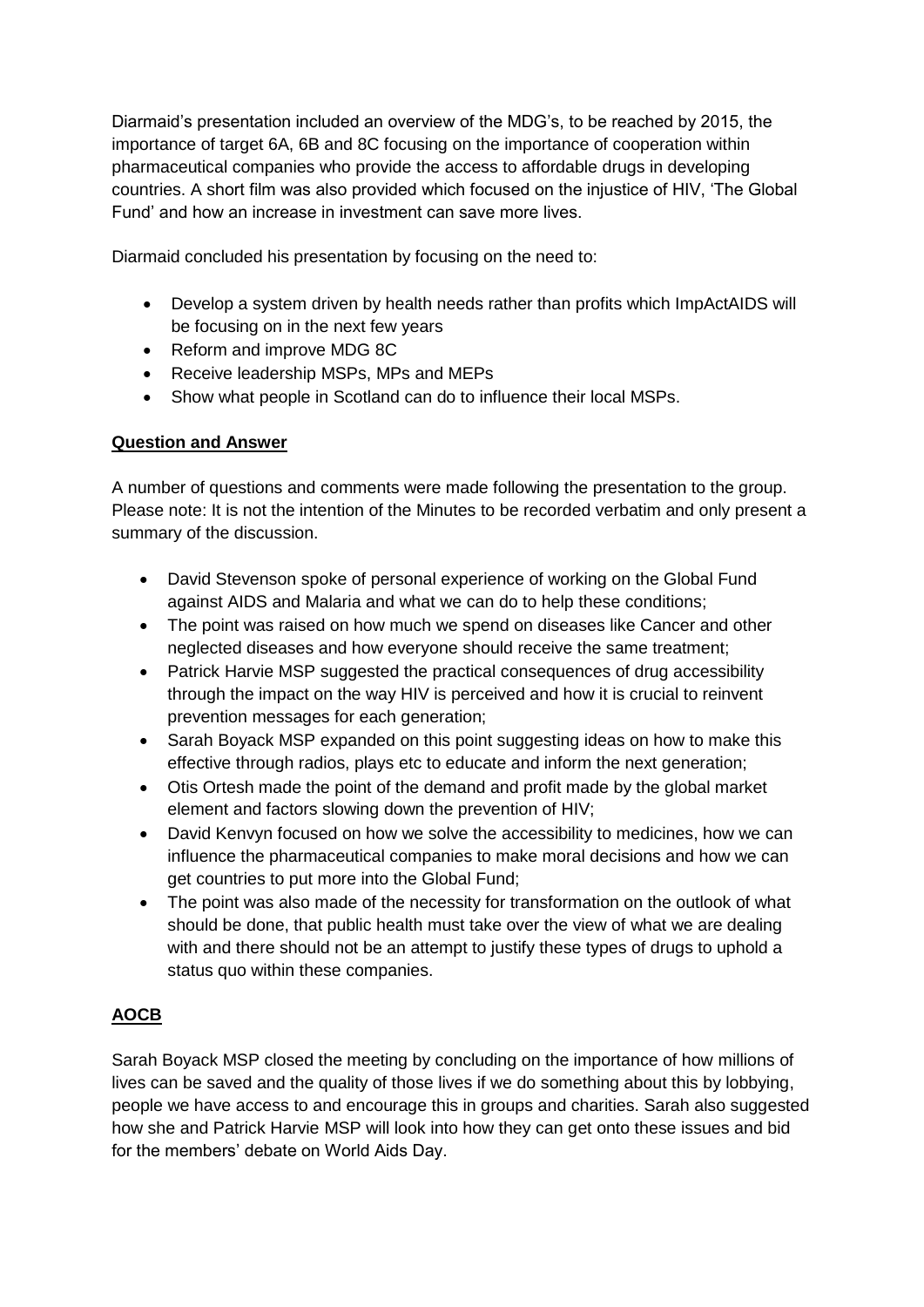Diarmaid's presentation included an overview of the MDG's, to be reached by 2015, the importance of target 6A, 6B and 8C focusing on the importance of cooperation within pharmaceutical companies who provide the access to affordable drugs in developing countries. A short film was also provided which focused on the injustice of HIV, 'The Global Fund' and how an increase in investment can save more lives.

Diarmaid concluded his presentation by focusing on the need to:

- Develop a system driven by health needs rather than profits which ImpActAIDS will be focusing on in the next few years
- Reform and improve MDG 8C
- Receive leadership MSPs, MPs and MEPs
- Show what people in Scotland can do to influence their local MSPs.

**Question and Answer**

A number of questions and comments were made following the presentation to the group. Please note: It is not the intention of the Minutes to be recorded verbatim and only present a summary of the discussion.

- David Stevenson spoke of personal experience of working on the Global Fund against AIDS and Malaria and what we can do to help these conditions;
- The point was raised on how much we spend on diseases like Cancer and other neglected diseases and how everyone should receive the same treatment;
- Patrick Harvie MSP suggested the practical consequences of drug accessibility through the impact on the way HIV is perceived and how it is crucial to reinvent prevention messages for each generation;
- Sarah Boyack MSP expanded on this point suggesting ideas on how to make this effective through radios, plays etc to educate and inform the next generation;
- Otis Ortesh made the point of the demand and profit made by the global market element and factors slowing down the prevention of HIV;
- David Kenvyn focused on how we solve the accessibility to medicines, how we can influence the pharmaceutical companies to make moral decisions and how we can get countries to put more into the Global Fund;
- The point was also made of the necessity for transformation on the outlook of what should be done, that public health must take over the view of what we are dealing with and there should not be an attempt to justify these types of drugs to uphold a status quo within these companies.

**AOCB**

Sarah Boyack MSP closed the meeting by concluding on the importance of how millions of lives can be saved and the quality of those lives if we do something about this by lobbying, people we have access to and encourage this in groups and charities. Sarah also suggested how she and Patrick Harvie MSP will look into how they can get onto these issues and bid for the members' debate on World Aids Day.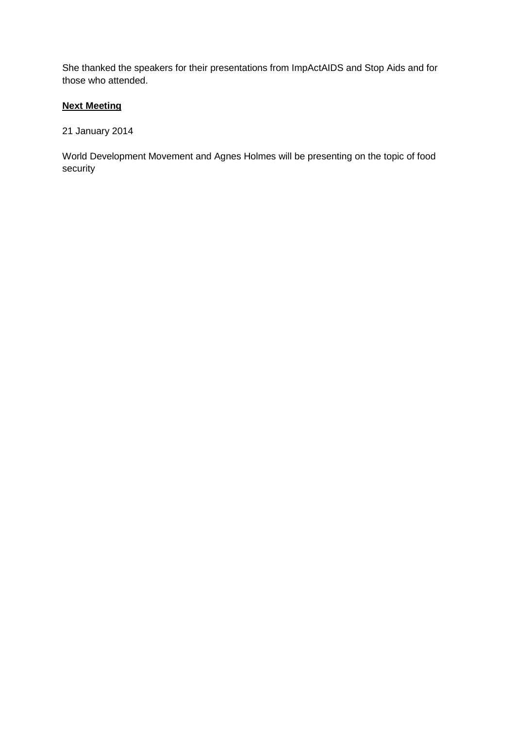She thanked the speakers for their presentations from ImpActAIDS and Stop Aids and for those who attended.

**Next Meeting**

21 January 2014

World Development Movement and Agnes Holmes will be presenting on the topic of food security